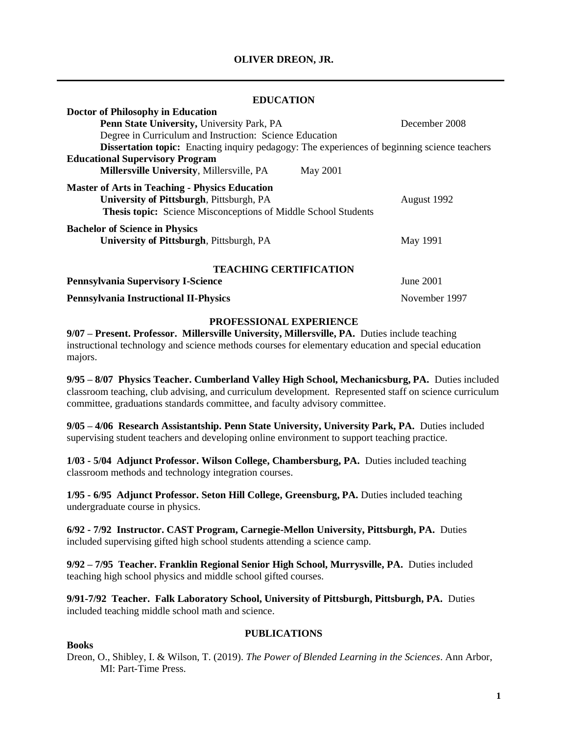# OLIVER DREON, JR.

## EDUCATION

**Doctor of Philosophy in Education**
**Penn State University,** University Park, PA — December 2008
Degree in Curriculum and Instruction: Science Education
**Dissertation topic:** Enacting inquiry pedagogy: The experiences of beginning science teachers

**Educational Supervisory Program**
**Millersville University**, Millersville, PA — May 2001

**Master of Arts in Teaching - Physics Education**
**University of Pittsburgh**, Pittsburgh, PA — August 1992
**Thesis topic:** Science Misconceptions of Middle School Students

**Bachelor of Science in Physics**
**University of Pittsburgh**, Pittsburgh, PA — May 1991

## TEACHING CERTIFICATION

**Pennsylvania Supervisory I-Science** — June 2001

**Pennsylvania Instructional II-Physics** — November 1997

## PROFESSIONAL EXPERIENCE

**9/07 – Present. Professor. Millersville University, Millersville, PA.** Duties include teaching instructional technology and science methods courses for elementary education and special education majors.

**9/95 – 8/07 Physics Teacher. Cumberland Valley High School, Mechanicsburg, PA.** Duties included classroom teaching, club advising, and curriculum development. Represented staff on science curriculum committee, graduations standards committee, and faculty advisory committee.

**9/05 – 4/06 Research Assistantship. Penn State University, University Park, PA.** Duties included supervising student teachers and developing online environment to support teaching practice.

**1/03 - 5/04 Adjunct Professor. Wilson College, Chambersburg, PA.** Duties included teaching classroom methods and technology integration courses.

**1/95 - 6/95 Adjunct Professor. Seton Hill College, Greensburg, PA.** Duties included teaching undergraduate course in physics.

**6/92 - 7/92 Instructor. CAST Program, Carnegie-Mellon University, Pittsburgh, PA.** Duties included supervising gifted high school students attending a science camp.

**9/92 – 7/95 Teacher. Franklin Regional Senior High School, Murrysville, PA.** Duties included teaching high school physics and middle school gifted courses.

**9/91-7/92 Teacher. Falk Laboratory School, University of Pittsburgh, Pittsburgh, PA.** Duties included teaching middle school math and science.

## PUBLICATIONS

### Books

Dreon, O., Shibley, I. & Wilson, T. (2019). *The Power of Blended Learning in the Sciences*. Ann Arbor, MI: Part-Time Press.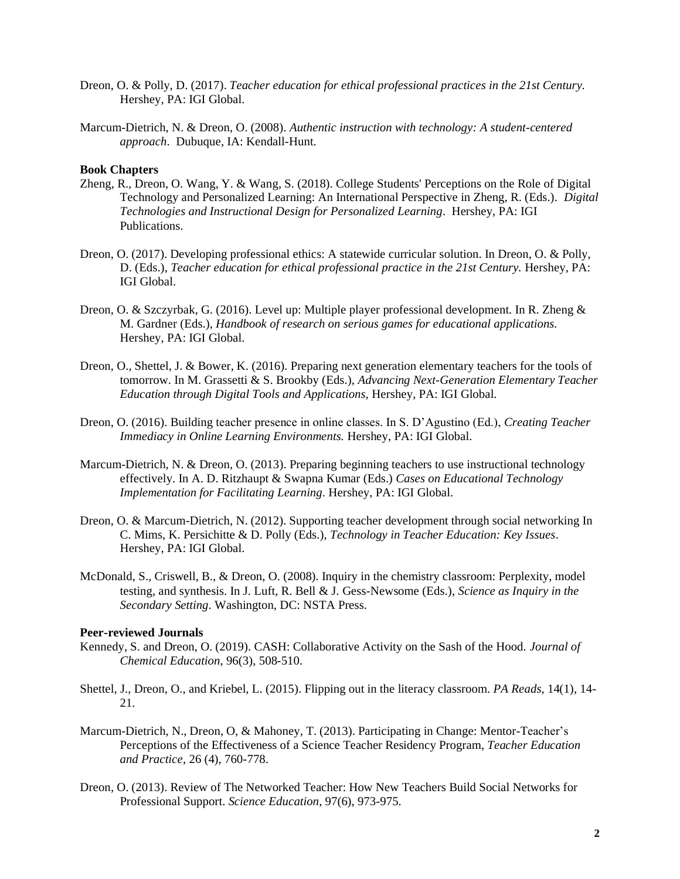Dreon, O. & Polly, D. (2017). *Teacher education for ethical professional practices in the 21st Century.* Hershey, PA: IGI Global.

Marcum-Dietrich, N. & Dreon, O. (2008). *Authentic instruction with technology: A student-centered approach*. Dubuque, IA: Kendall-Hunt.

**Book Chapters**

Zheng, R., Dreon, O. Wang, Y. & Wang, S. (2018). College Students' Perceptions on the Role of Digital Technology and Personalized Learning: An International Perspective in Zheng, R. (Eds.). *Digital Technologies and Instructional Design for Personalized Learning*. Hershey, PA: IGI Publications.

Dreon, O. (2017). Developing professional ethics: A statewide curricular solution. In Dreon, O. & Polly, D. (Eds.), *Teacher education for ethical professional practice in the 21st Century.* Hershey, PA: IGI Global.

Dreon, O. & Szczyrbak, G. (2016). Level up: Multiple player professional development. In R. Zheng & M. Gardner (Eds.), *Handbook of research on serious games for educational applications.* Hershey, PA: IGI Global.

Dreon, O., Shettel, J. & Bower, K. (2016). Preparing next generation elementary teachers for the tools of tomorrow. In M. Grassetti & S. Brookby (Eds.), *Advancing Next-Generation Elementary Teacher Education through Digital Tools and Applications,* Hershey, PA: IGI Global.

Dreon, O. (2016). Building teacher presence in online classes. In S. D'Agustino (Ed.), *Creating Teacher Immediacy in Online Learning Environments.* Hershey, PA: IGI Global.

Marcum-Dietrich, N. & Dreon, O. (2013). Preparing beginning teachers to use instructional technology effectively. In A. D. Ritzhaupt & Swapna Kumar (Eds.) *Cases on Educational Technology Implementation for Facilitating Learning*. Hershey, PA: IGI Global.

Dreon, O. & Marcum-Dietrich, N. (2012). Supporting teacher development through social networking In C. Mims, K. Persichitte & D. Polly (Eds.), *Technology in Teacher Education: Key Issues*. Hershey, PA: IGI Global.

McDonald, S., Criswell, B., & Dreon, O. (2008). Inquiry in the chemistry classroom: Perplexity, model testing, and synthesis. In J. Luft, R. Bell & J. Gess-Newsome (Eds.), *Science as Inquiry in the Secondary Setting*. Washington, DC: NSTA Press.

**Peer-reviewed Journals**

Kennedy, S. and Dreon, O. (2019). CASH: Collaborative Activity on the Sash of the Hood. *Journal of Chemical Education*, 96(3), 508-510.

Shettel, J., Dreon, O., and Kriebel, L. (2015). Flipping out in the literacy classroom. *PA Reads,* 14(1), 14-21.

Marcum-Dietrich, N., Dreon, O, & Mahoney, T. (2013). Participating in Change: Mentor-Teacher's Perceptions of the Effectiveness of a Science Teacher Residency Program, *Teacher Education and Practice*, 26 (4), 760-778.

Dreon, O. (2013). Review of The Networked Teacher: How New Teachers Build Social Networks for Professional Support. *Science Education*, 97(6), 973-975.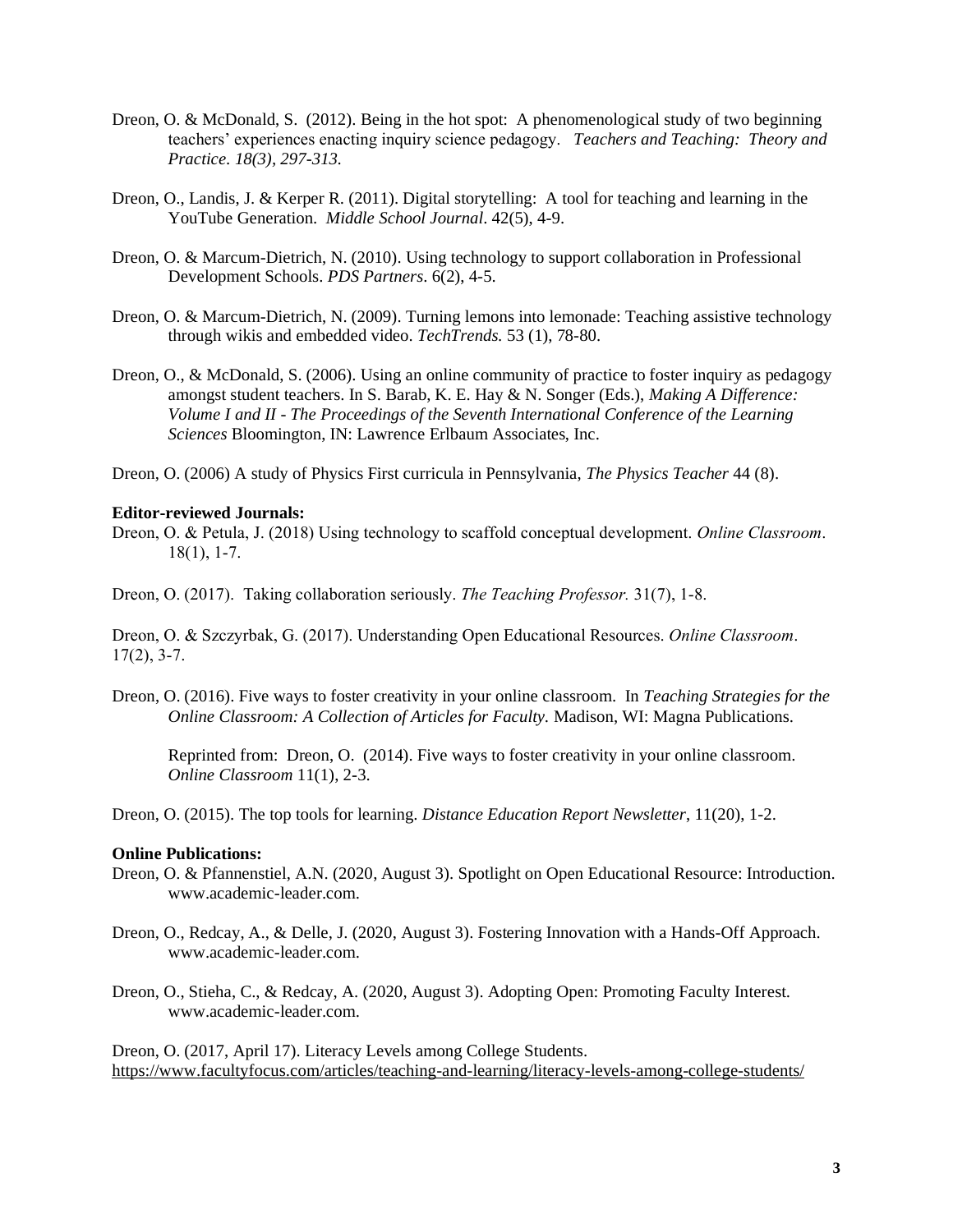Dreon, O. & McDonald, S. (2012). Being in the hot spot: A phenomenological study of two beginning teachers' experiences enacting inquiry science pedagogy. *Teachers and Teaching: Theory and Practice. 18(3), 297-313.*

Dreon, O., Landis, J. & Kerper R. (2011). Digital storytelling: A tool for teaching and learning in the YouTube Generation. *Middle School Journal*. 42(5), 4-9.

Dreon, O. & Marcum-Dietrich, N. (2010). Using technology to support collaboration in Professional Development Schools. *PDS Partners*. 6(2), 4-5.

Dreon, O. & Marcum-Dietrich, N. (2009). Turning lemons into lemonade: Teaching assistive technology through wikis and embedded video. *TechTrends.* 53 (1), 78-80.

Dreon, O., & McDonald, S. (2006). Using an online community of practice to foster inquiry as pedagogy amongst student teachers. In S. Barab, K. E. Hay & N. Songer (Eds.), *Making A Difference: Volume I and II - The Proceedings of the Seventh International Conference of the Learning Sciences* Bloomington, IN: Lawrence Erlbaum Associates, Inc.

Dreon, O. (2006) A study of Physics First curricula in Pennsylvania, *The Physics Teacher* 44 (8).

**Editor-reviewed Journals:**

Dreon, O. & Petula, J. (2018) Using technology to scaffold conceptual development. *Online Classroom*. 18(1), 1-7.

Dreon, O. (2017). Taking collaboration seriously. *The Teaching Professor.* 31(7), 1-8.

Dreon, O. & Szczyrbak, G. (2017). Understanding Open Educational Resources. *Online Classroom*. 17(2), 3-7.

Dreon, O. (2016). Five ways to foster creativity in your online classroom. In *Teaching Strategies for the Online Classroom: A Collection of Articles for Faculty.* Madison, WI: Magna Publications.

Reprinted from: Dreon, O. (2014). Five ways to foster creativity in your online classroom. *Online Classroom* 11(1), 2-3.

Dreon, O. (2015). The top tools for learning. *Distance Education Report Newsletter*, 11(20), 1-2.

**Online Publications:**

Dreon, O. & Pfannenstiel, A.N. (2020, August 3). Spotlight on Open Educational Resource: Introduction. www.academic-leader.com.

Dreon, O., Redcay, A., & Delle, J. (2020, August 3). Fostering Innovation with a Hands-Off Approach. www.academic-leader.com.

Dreon, O., Stieha, C., & Redcay, A. (2020, August 3). Adopting Open: Promoting Faculty Interest. www.academic-leader.com.

Dreon, O. (2017, April 17). Literacy Levels among College Students. https://www.facultyfocus.com/articles/teaching-and-learning/literacy-levels-among-college-students/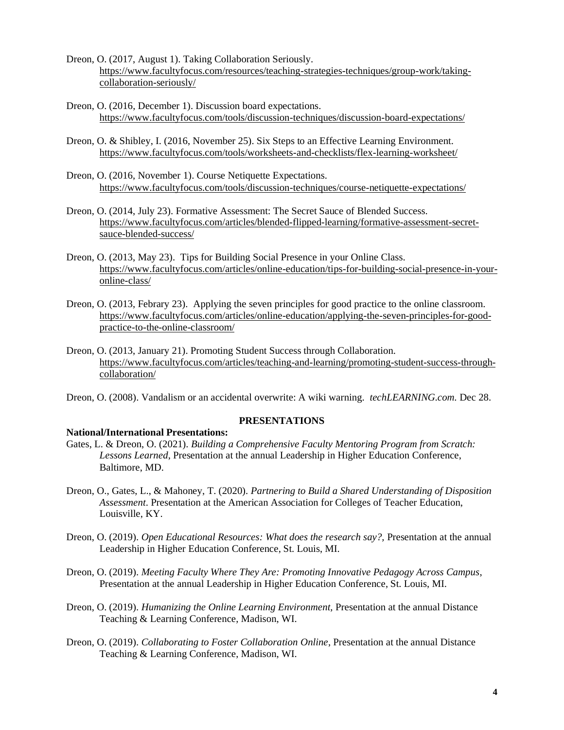Dreon, O. (2017, August 1). Taking Collaboration Seriously. https://www.facultyfocus.com/resources/teaching-strategies-techniques/group-work/taking-collaboration-seriously/

Dreon, O. (2016, December 1). Discussion board expectations. https://www.facultyfocus.com/tools/discussion-techniques/discussion-board-expectations/

Dreon, O. & Shibley, I. (2016, November 25). Six Steps to an Effective Learning Environment. https://www.facultyfocus.com/tools/worksheets-and-checklists/flex-learning-worksheet/

Dreon, O. (2016, November 1). Course Netiquette Expectations. https://www.facultyfocus.com/tools/discussion-techniques/course-netiquette-expectations/

Dreon, O. (2014, July 23). Formative Assessment: The Secret Sauce of Blended Success. https://www.facultyfocus.com/articles/blended-flipped-learning/formative-assessment-secret-sauce-blended-success/

Dreon, O. (2013, May 23). Tips for Building Social Presence in your Online Class. https://www.facultyfocus.com/articles/online-education/tips-for-building-social-presence-in-your-online-class/

Dreon, O. (2013, Febrary 23). Applying the seven principles for good practice to the online classroom. https://www.facultyfocus.com/articles/online-education/applying-the-seven-principles-for-good-practice-to-the-online-classroom/

Dreon, O. (2013, January 21). Promoting Student Success through Collaboration. https://www.facultyfocus.com/articles/teaching-and-learning/promoting-student-success-through-collaboration/

Dreon, O. (2008). Vandalism or an accidental overwrite: A wiki warning. *techLEARNING.com*. Dec 28.

## PRESENTATIONS

**National/International Presentations:**

Gates, L. & Dreon, O. (2021). *Building a Comprehensive Faculty Mentoring Program from Scratch: Lessons Learned*, Presentation at the annual Leadership in Higher Education Conference, Baltimore, MD.

Dreon, O., Gates, L., & Mahoney, T. (2020). *Partnering to Build a Shared Understanding of Disposition Assessment*. Presentation at the American Association for Colleges of Teacher Education, Louisville, KY.

Dreon, O. (2019). *Open Educational Resources: What does the research say?,* Presentation at the annual Leadership in Higher Education Conference, St. Louis, MI.

Dreon, O. (2019). *Meeting Faculty Where They Are: Promoting Innovative Pedagogy Across Campus*, Presentation at the annual Leadership in Higher Education Conference, St. Louis, MI.

Dreon, O. (2019). *Humanizing the Online Learning Environment,* Presentation at the annual Distance Teaching & Learning Conference, Madison, WI.

Dreon, O. (2019). *Collaborating to Foster Collaboration Online*, Presentation at the annual Distance Teaching & Learning Conference, Madison, WI.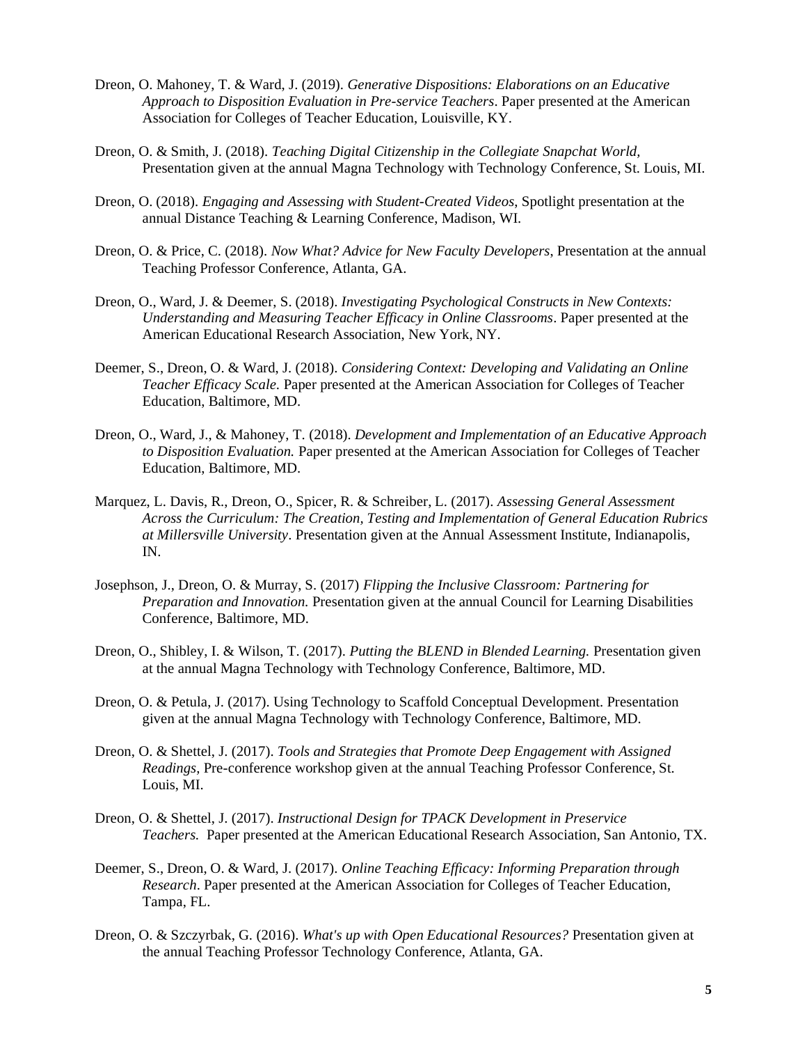Dreon, O. Mahoney, T. & Ward, J. (2019). *Generative Dispositions: Elaborations on an Educative Approach to Disposition Evaluation in Pre-service Teachers*. Paper presented at the American Association for Colleges of Teacher Education, Louisville, KY.

Dreon, O. & Smith, J. (2018). *Teaching Digital Citizenship in the Collegiate Snapchat World*, Presentation given at the annual Magna Technology with Technology Conference, St. Louis, MI.

Dreon, O. (2018). *Engaging and Assessing with Student-Created Videos*, Spotlight presentation at the annual Distance Teaching & Learning Conference, Madison, WI.

Dreon, O. & Price, C. (2018). *Now What? Advice for New Faculty Developers*, Presentation at the annual Teaching Professor Conference, Atlanta, GA.

Dreon, O., Ward, J. & Deemer, S. (2018). *Investigating Psychological Constructs in New Contexts: Understanding and Measuring Teacher Efficacy in Online Classrooms*. Paper presented at the American Educational Research Association, New York, NY.

Deemer, S., Dreon, O. & Ward, J. (2018). *Considering Context: Developing and Validating an Online Teacher Efficacy Scale.* Paper presented at the American Association for Colleges of Teacher Education, Baltimore, MD.

Dreon, O., Ward, J., & Mahoney, T. (2018). *Development and Implementation of an Educative Approach to Disposition Evaluation.* Paper presented at the American Association for Colleges of Teacher Education, Baltimore, MD.

Marquez, L. Davis, R., Dreon, O., Spicer, R. & Schreiber, L. (2017). *Assessing General Assessment Across the Curriculum: The Creation, Testing and Implementation of General Education Rubrics at Millersville University*. Presentation given at the Annual Assessment Institute, Indianapolis, IN.

Josephson, J., Dreon, O. & Murray, S. (2017) *Flipping the Inclusive Classroom: Partnering for Preparation and Innovation.* Presentation given at the annual Council for Learning Disabilities Conference, Baltimore, MD.

Dreon, O., Shibley, I. & Wilson, T. (2017). *Putting the BLEND in Blended Learning.* Presentation given at the annual Magna Technology with Technology Conference, Baltimore, MD.

Dreon, O. & Petula, J. (2017). Using Technology to Scaffold Conceptual Development. Presentation given at the annual Magna Technology with Technology Conference, Baltimore, MD.

Dreon, O. & Shettel, J. (2017). *Tools and Strategies that Promote Deep Engagement with Assigned Readings,* Pre-conference workshop given at the annual Teaching Professor Conference, St. Louis, MI.

Dreon, O. & Shettel, J. (2017). *Instructional Design for TPACK Development in Preservice Teachers.* Paper presented at the American Educational Research Association, San Antonio, TX.

Deemer, S., Dreon, O. & Ward, J. (2017). *Online Teaching Efficacy: Informing Preparation through Research*. Paper presented at the American Association for Colleges of Teacher Education, Tampa, FL.

Dreon, O. & Szczyrbak, G. (2016). *What's up with Open Educational Resources?* Presentation given at the annual Teaching Professor Technology Conference, Atlanta, GA.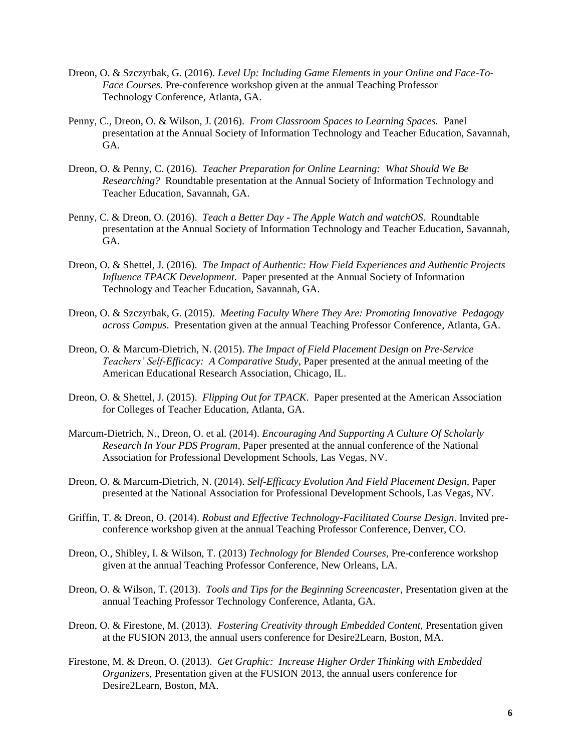Dreon, O. & Szczyrbak, G. (2016). *Level Up: Including Game Elements in your Online and Face-To-Face Courses.* Pre-conference workshop given at the annual Teaching Professor Technology Conference, Atlanta, GA.

Penny, C., Dreon, O. & Wilson, J. (2016). *From Classroom Spaces to Learning Spaces.* Panel presentation at the Annual Society of Information Technology and Teacher Education, Savannah, GA.

Dreon, O. & Penny, C. (2016). *Teacher Preparation for Online Learning: What Should We Be Researching?* Roundtable presentation at the Annual Society of Information Technology and Teacher Education, Savannah, GA.

Penny, C. & Dreon, O. (2016). *Teach a Better Day - The Apple Watch and watchOS*. Roundtable presentation at the Annual Society of Information Technology and Teacher Education, Savannah, GA.

Dreon, O. & Shettel, J. (2016). *The Impact of Authentic: How Field Experiences and Authentic Projects Influence TPACK Development*. Paper presented at the Annual Society of Information Technology and Teacher Education, Savannah, GA.

Dreon, O. & Szczyrbak, G. (2015). *Meeting Faculty Where They Are: Promoting Innovative Pedagogy across Campus*. Presentation given at the annual Teaching Professor Conference, Atlanta, GA.

Dreon, O. & Marcum-Dietrich, N. (2015). *The Impact of Field Placement Design on Pre-Service Teachers' Self-Efficacy: A Comparative Study*, Paper presented at the annual meeting of the American Educational Research Association, Chicago, IL.

Dreon, O. & Shettel, J. (2015). *Flipping Out for TPACK*. Paper presented at the American Association for Colleges of Teacher Education, Atlanta, GA.

Marcum-Dietrich, N., Dreon, O. et al. (2014). *Encouraging And Supporting A Culture Of Scholarly Research In Your PDS Program*, Paper presented at the annual conference of the National Association for Professional Development Schools, Las Vegas, NV.

Dreon, O. & Marcum-Dietrich, N. (2014). *Self-Efficacy Evolution And Field Placement Design*, Paper presented at the National Association for Professional Development Schools, Las Vegas, NV.

Griffin, T. & Dreon, O. (2014). *Robust and Effective Technology-Facilitated Course Design*. Invited pre-conference workshop given at the annual Teaching Professor Conference, Denver, CO.

Dreon, O., Shibley, I. & Wilson, T. (2013) *Technology for Blended Courses*, Pre-conference workshop given at the annual Teaching Professor Conference, New Orleans, LA.

Dreon, O. & Wilson, T. (2013). *Tools and Tips for the Beginning Screencaster*, Presentation given at the annual Teaching Professor Technology Conference, Atlanta, GA.

Dreon, O. & Firestone, M. (2013). *Fostering Creativity through Embedded Content*, Presentation given at the FUSION 2013, the annual users conference for Desire2Learn, Boston, MA.

Firestone, M. & Dreon, O. (2013). *Get Graphic: Increase Higher Order Thinking with Embedded Organizers*, Presentation given at the FUSION 2013, the annual users conference for Desire2Learn, Boston, MA.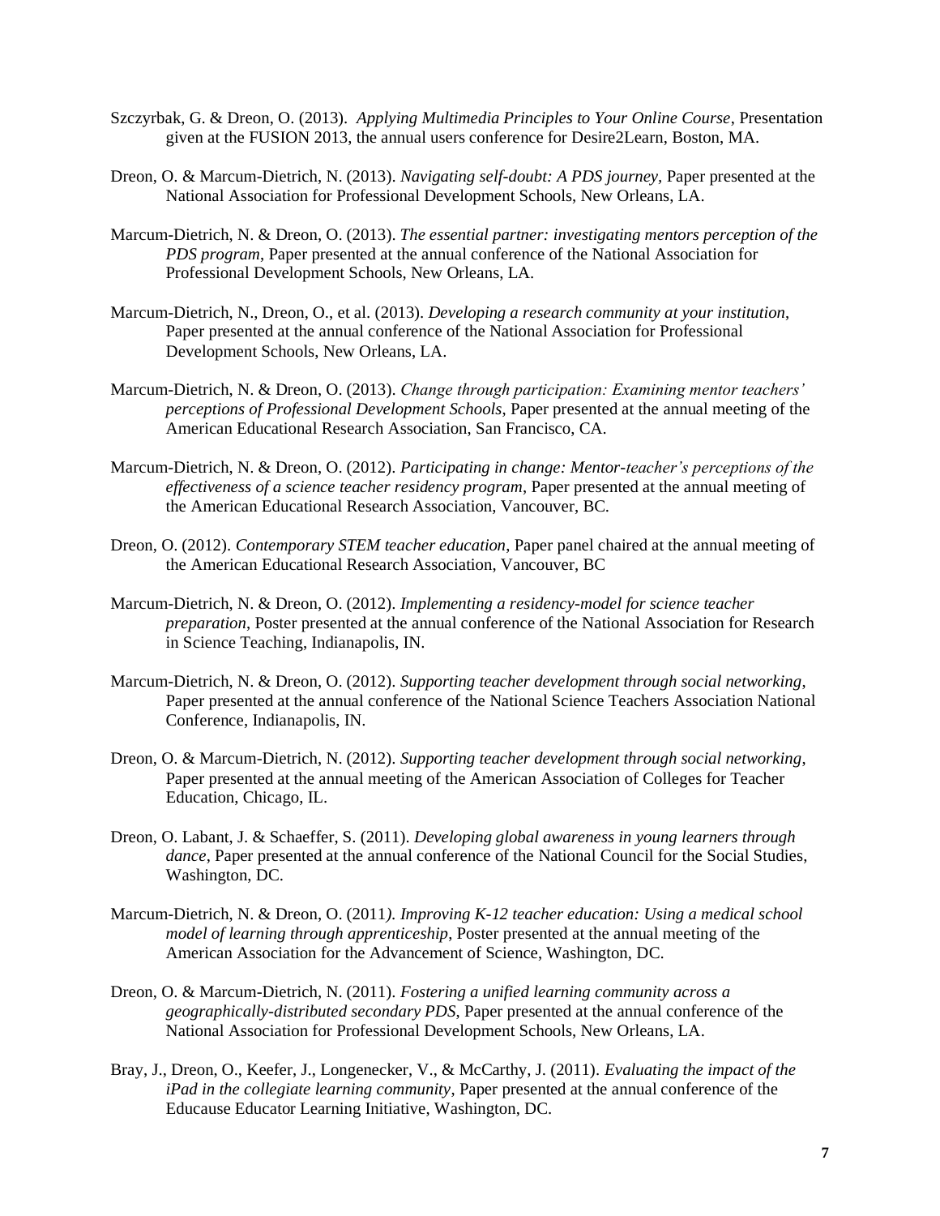Szczyrbak, G. & Dreon, O. (2013). *Applying Multimedia Principles to Your Online Course*, Presentation given at the FUSION 2013, the annual users conference for Desire2Learn, Boston, MA.

Dreon, O. & Marcum-Dietrich, N. (2013). *Navigating self-doubt: A PDS journey,* Paper presented at the National Association for Professional Development Schools, New Orleans, LA.

Marcum-Dietrich, N. & Dreon, O. (2013). *The essential partner: investigating mentors perception of the PDS program*, Paper presented at the annual conference of the National Association for Professional Development Schools, New Orleans, LA.

Marcum-Dietrich, N., Dreon, O., et al. (2013). *Developing a research community at your institution*, Paper presented at the annual conference of the National Association for Professional Development Schools, New Orleans, LA.

Marcum-Dietrich, N. & Dreon, O. (2013). *Change through participation: Examining mentor teachers' perceptions of Professional Development Schools*, Paper presented at the annual meeting of the American Educational Research Association, San Francisco, CA.

Marcum-Dietrich, N. & Dreon, O. (2012). *Participating in change: Mentor-teacher's perceptions of the effectiveness of a science teacher residency program*, Paper presented at the annual meeting of the American Educational Research Association, Vancouver, BC.

Dreon, O. (2012). *Contemporary STEM teacher education*, Paper panel chaired at the annual meeting of the American Educational Research Association, Vancouver, BC

Marcum-Dietrich, N. & Dreon, O. (2012). *Implementing a residency-model for science teacher preparation*, Poster presented at the annual conference of the National Association for Research in Science Teaching, Indianapolis, IN.

Marcum-Dietrich, N. & Dreon, O. (2012). *Supporting teacher development through social networking*, Paper presented at the annual conference of the National Science Teachers Association National Conference, Indianapolis, IN.

Dreon, O. & Marcum-Dietrich, N. (2012). *Supporting teacher development through social networking*, Paper presented at the annual meeting of the American Association of Colleges for Teacher Education, Chicago, IL.

Dreon, O. Labant, J. & Schaeffer, S. (2011). *Developing global awareness in young learners through dance*, Paper presented at the annual conference of the National Council for the Social Studies, Washington, DC.

Marcum-Dietrich, N. & Dreon, O. (2011*). Improving K-12 teacher education: Using a medical school model of learning through apprenticeship*, Poster presented at the annual meeting of the American Association for the Advancement of Science, Washington, DC.

Dreon, O. & Marcum-Dietrich, N. (2011). *Fostering a unified learning community across a geographically-distributed secondary PDS*, Paper presented at the annual conference of the National Association for Professional Development Schools, New Orleans, LA.

Bray, J., Dreon, O., Keefer, J., Longenecker, V., & McCarthy, J. (2011). *Evaluating the impact of the iPad in the collegiate learning community*, Paper presented at the annual conference of the Educause Educator Learning Initiative, Washington, DC.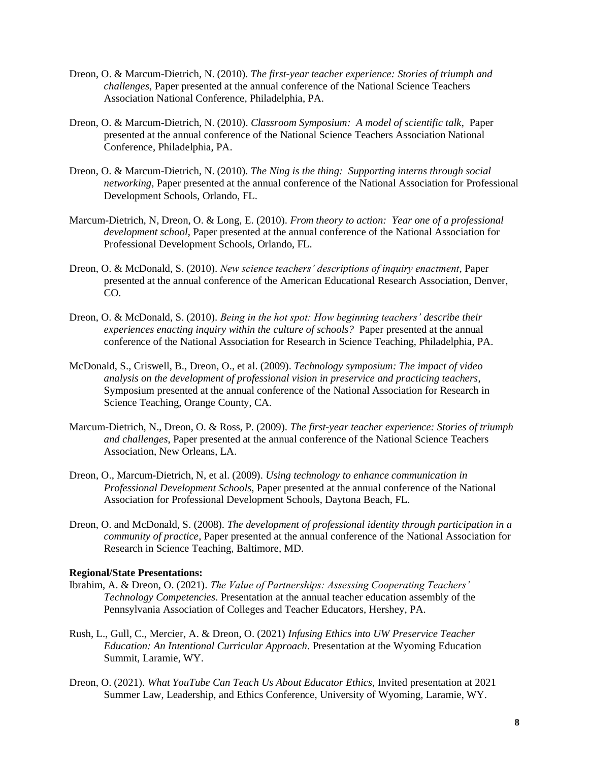Dreon, O. & Marcum-Dietrich, N. (2010). *The first-year teacher experience: Stories of triumph and challenges*, Paper presented at the annual conference of the National Science Teachers Association National Conference, Philadelphia, PA.

Dreon, O. & Marcum-Dietrich, N. (2010). *Classroom Symposium: A model of scientific talk*, Paper presented at the annual conference of the National Science Teachers Association National Conference, Philadelphia, PA.

Dreon, O. & Marcum-Dietrich, N. (2010). *The Ning is the thing: Supporting interns through social networking*, Paper presented at the annual conference of the National Association for Professional Development Schools, Orlando, FL.

Marcum-Dietrich, N, Dreon, O. & Long, E. (2010). *From theory to action: Year one of a professional development school*, Paper presented at the annual conference of the National Association for Professional Development Schools, Orlando, FL.

Dreon, O. & McDonald, S. (2010). *New science teachers' descriptions of inquiry enactment*, Paper presented at the annual conference of the American Educational Research Association, Denver, CO.

Dreon, O. & McDonald, S. (2010). *Being in the hot spot: How beginning teachers' describe their experiences enacting inquiry within the culture of schools?* Paper presented at the annual conference of the National Association for Research in Science Teaching, Philadelphia, PA.

McDonald, S., Criswell, B., Dreon, O., et al. (2009). *Technology symposium: The impact of video analysis on the development of professional vision in preservice and practicing teachers*, Symposium presented at the annual conference of the National Association for Research in Science Teaching, Orange County, CA.

Marcum-Dietrich, N., Dreon, O. & Ross, P. (2009). *The first-year teacher experience: Stories of triumph and challenges*, Paper presented at the annual conference of the National Science Teachers Association, New Orleans, LA.

Dreon, O., Marcum-Dietrich, N, et al. (2009). *Using technology to enhance communication in Professional Development Schools*, Paper presented at the annual conference of the National Association for Professional Development Schools, Daytona Beach, FL.

Dreon, O. and McDonald, S. (2008). *The development of professional identity through participation in a community of practice*, Paper presented at the annual conference of the National Association for Research in Science Teaching, Baltimore, MD.

**Regional/State Presentations:**

Ibrahim, A. & Dreon, O. (2021). *The Value of Partnerships: Assessing Cooperating Teachers' Technology Competencies*. Presentation at the annual teacher education assembly of the Pennsylvania Association of Colleges and Teacher Educators, Hershey, PA.

Rush, L., Gull, C., Mercier, A. & Dreon, O. (2021) *Infusing Ethics into UW Preservice Teacher Education: An Intentional Curricular Approach.* Presentation at the Wyoming Education Summit, Laramie, WY.

Dreon, O. (2021). *What YouTube Can Teach Us About Educator Ethics*, Invited presentation at 2021 Summer Law, Leadership, and Ethics Conference, University of Wyoming, Laramie, WY.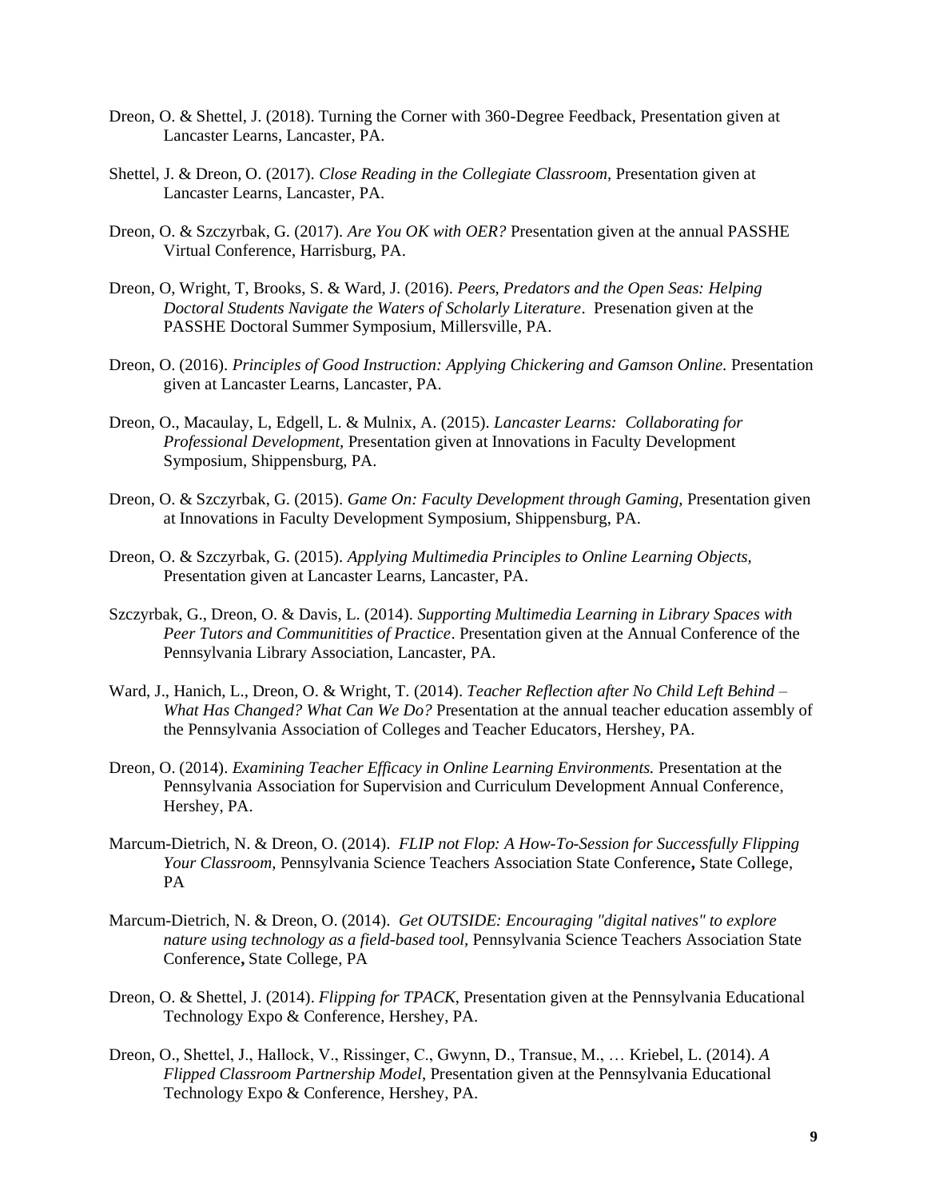Dreon, O. & Shettel, J. (2018). Turning the Corner with 360-Degree Feedback, Presentation given at Lancaster Learns, Lancaster, PA.

Shettel, J. & Dreon, O. (2017). *Close Reading in the Collegiate Classroom,* Presentation given at Lancaster Learns, Lancaster, PA.

Dreon, O. & Szczyrbak, G. (2017). *Are You OK with OER?* Presentation given at the annual PASSHE Virtual Conference, Harrisburg, PA.

Dreon, O, Wright, T, Brooks, S. & Ward, J. (2016). *Peers, Predators and the Open Seas: Helping Doctoral Students Navigate the Waters of Scholarly Literature*. Presenation given at the PASSHE Doctoral Summer Symposium, Millersville, PA.

Dreon, O. (2016). *Principles of Good Instruction: Applying Chickering and Gamson Online.* Presentation given at Lancaster Learns, Lancaster, PA.

Dreon, O., Macaulay, L, Edgell, L. & Mulnix, A. (2015). *Lancaster Learns: Collaborating for Professional Development,* Presentation given at Innovations in Faculty Development Symposium, Shippensburg, PA.

Dreon, O. & Szczyrbak, G. (2015). *Game On: Faculty Development through Gaming,* Presentation given at Innovations in Faculty Development Symposium, Shippensburg, PA.

Dreon, O. & Szczyrbak, G. (2015). *Applying Multimedia Principles to Online Learning Objects,* Presentation given at Lancaster Learns, Lancaster, PA.

Szczyrbak, G., Dreon, O. & Davis, L. (2014). *Supporting Multimedia Learning in Library Spaces with Peer Tutors and Communitities of Practice*. Presentation given at the Annual Conference of the Pennsylvania Library Association, Lancaster, PA.

Ward, J., Hanich, L., Dreon, O. & Wright, T. (2014). *Teacher Reflection after No Child Left Behind – What Has Changed? What Can We Do?* Presentation at the annual teacher education assembly of the Pennsylvania Association of Colleges and Teacher Educators, Hershey, PA.

Dreon, O. (2014). *Examining Teacher Efficacy in Online Learning Environments.* Presentation at the Pennsylvania Association for Supervision and Curriculum Development Annual Conference, Hershey, PA.

Marcum-Dietrich, N. & Dreon, O. (2014). *FLIP not Flop: A How-To-Session for Successfully Flipping Your Classroom,* Pennsylvania Science Teachers Association State Conference**,** State College, PA

Marcum-Dietrich, N. & Dreon, O. (2014). *Get OUTSIDE: Encouraging "digital natives" to explore nature using technology as a field-based tool,* Pennsylvania Science Teachers Association State Conference**,** State College, PA

Dreon, O. & Shettel, J. (2014). *Flipping for TPACK,* Presentation given at the Pennsylvania Educational Technology Expo & Conference, Hershey, PA.

Dreon, O., Shettel, J., Hallock, V., Rissinger, C., Gwynn, D., Transue, M., … Kriebel, L. (2014). *A Flipped Classroom Partnership Model*, Presentation given at the Pennsylvania Educational Technology Expo & Conference, Hershey, PA.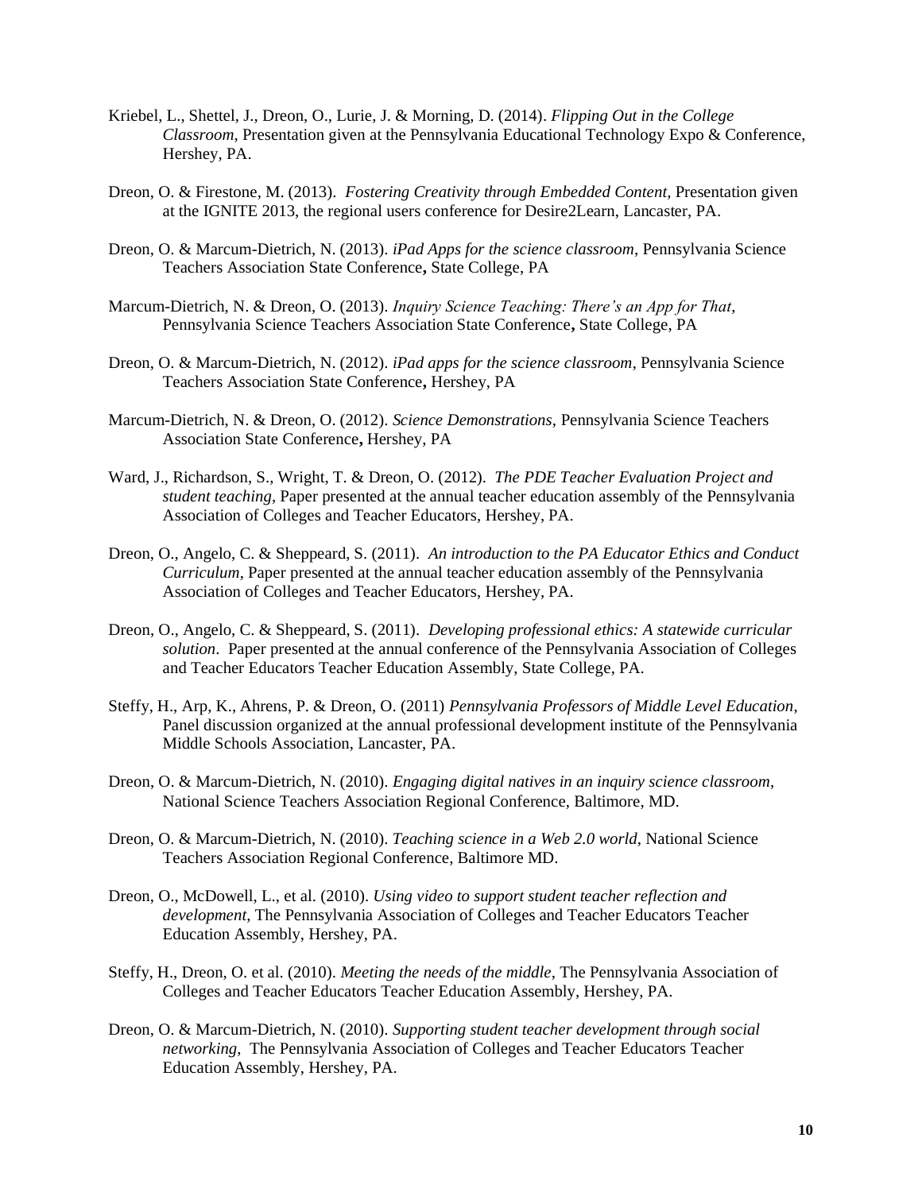Kriebel, L., Shettel, J., Dreon, O., Lurie, J. & Morning, D. (2014). *Flipping Out in the College Classroom*, Presentation given at the Pennsylvania Educational Technology Expo & Conference, Hershey, PA.

Dreon, O. & Firestone, M. (2013). *Fostering Creativity through Embedded Content*, Presentation given at the IGNITE 2013, the regional users conference for Desire2Learn, Lancaster, PA.

Dreon, O. & Marcum-Dietrich, N. (2013). *iPad Apps for the science classroom*, Pennsylvania Science Teachers Association State Conference**,** State College, PA

Marcum-Dietrich, N. & Dreon, O. (2013). *Inquiry Science Teaching: There's an App for That*, Pennsylvania Science Teachers Association State Conference**,** State College, PA

Dreon, O. & Marcum-Dietrich, N. (2012). *iPad apps for the science classroom*, Pennsylvania Science Teachers Association State Conference**,** Hershey, PA

Marcum-Dietrich, N. & Dreon, O. (2012). *Science Demonstrations*, Pennsylvania Science Teachers Association State Conference**,** Hershey, PA

Ward, J., Richardson, S., Wright, T. & Dreon, O. (2012). *The PDE Teacher Evaluation Project and student teaching*, Paper presented at the annual teacher education assembly of the Pennsylvania Association of Colleges and Teacher Educators, Hershey, PA.

Dreon, O., Angelo, C. & Sheppeard, S. (2011). *An introduction to the PA Educator Ethics and Conduct Curriculum*, Paper presented at the annual teacher education assembly of the Pennsylvania Association of Colleges and Teacher Educators, Hershey, PA.

Dreon, O., Angelo, C. & Sheppeard, S. (2011). *Developing professional ethics: A statewide curricular solution*. Paper presented at the annual conference of the Pennsylvania Association of Colleges and Teacher Educators Teacher Education Assembly, State College, PA.

Steffy, H., Arp, K., Ahrens, P. & Dreon, O. (2011) *Pennsylvania Professors of Middle Level Education*, Panel discussion organized at the annual professional development institute of the Pennsylvania Middle Schools Association, Lancaster, PA.

Dreon, O. & Marcum-Dietrich, N. (2010). *Engaging digital natives in an inquiry science classroom*, National Science Teachers Association Regional Conference, Baltimore, MD.

Dreon, O. & Marcum-Dietrich, N. (2010). *Teaching science in a Web 2.0 world*, National Science Teachers Association Regional Conference, Baltimore MD.

Dreon, O., McDowell, L., et al. (2010). *Using video to support student teacher reflection and development*, The Pennsylvania Association of Colleges and Teacher Educators Teacher Education Assembly, Hershey, PA.

Steffy, H., Dreon, O. et al. (2010). *Meeting the needs of the middle*, The Pennsylvania Association of Colleges and Teacher Educators Teacher Education Assembly, Hershey, PA.

Dreon, O. & Marcum-Dietrich, N. (2010). *Supporting student teacher development through social networking,* The Pennsylvania Association of Colleges and Teacher Educators Teacher Education Assembly, Hershey, PA.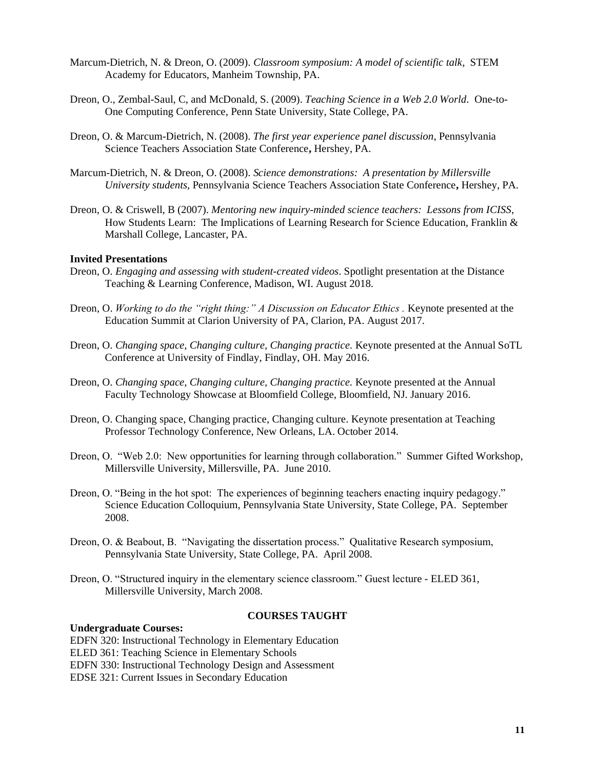Marcum-Dietrich, N. & Dreon, O. (2009). *Classroom symposium: A model of scientific talk*, STEM Academy for Educators, Manheim Township, PA.

Dreon, O., Zembal-Saul, C, and McDonald, S. (2009). *Teaching Science in a Web 2.0 World*. One-to-One Computing Conference, Penn State University, State College, PA.

Dreon, O. & Marcum-Dietrich, N. (2008). *The first year experience panel discussion*, Pennsylvania Science Teachers Association State Conference**,** Hershey, PA.

Marcum-Dietrich, N. & Dreon, O. (2008). *Science demonstrations: A presentation by Millersville University students*, Pennsylvania Science Teachers Association State Conference**,** Hershey, PA.

Dreon, O. & Criswell, B (2007). *Mentoring new inquiry-minded science teachers: Lessons from ICISS*, How Students Learn: The Implications of Learning Research for Science Education, Franklin & Marshall College, Lancaster, PA.

**Invited Presentations**

Dreon, O. *Engaging and assessing with student-created videos*. Spotlight presentation at the Distance Teaching & Learning Conference, Madison, WI. August 2018.

Dreon, O. *Working to do the "right thing:" A Discussion on Educator Ethics .* Keynote presented at the Education Summit at Clarion University of PA, Clarion, PA. August 2017.

Dreon, O. *Changing space, Changing culture, Changing practice.* Keynote presented at the Annual SoTL Conference at University of Findlay, Findlay, OH. May 2016.

Dreon, O. *Changing space, Changing culture, Changing practice.* Keynote presented at the Annual Faculty Technology Showcase at Bloomfield College, Bloomfield, NJ. January 2016.

Dreon, O. Changing space, Changing practice, Changing culture. Keynote presentation at Teaching Professor Technology Conference, New Orleans, LA. October 2014.

Dreon, O. "Web 2.0: New opportunities for learning through collaboration." Summer Gifted Workshop, Millersville University, Millersville, PA. June 2010.

Dreon, O. "Being in the hot spot: The experiences of beginning teachers enacting inquiry pedagogy." Science Education Colloquium, Pennsylvania State University, State College, PA. September 2008.

Dreon, O. & Beabout, B. "Navigating the dissertation process." Qualitative Research symposium, Pennsylvania State University, State College, PA. April 2008.

Dreon, O. "Structured inquiry in the elementary science classroom." Guest lecture - ELED 361, Millersville University, March 2008.

## COURSES TAUGHT

**Undergraduate Courses:**

EDFN 320: Instructional Technology in Elementary Education
ELED 361: Teaching Science in Elementary Schools
EDFN 330: Instructional Technology Design and Assessment
EDSE 321: Current Issues in Secondary Education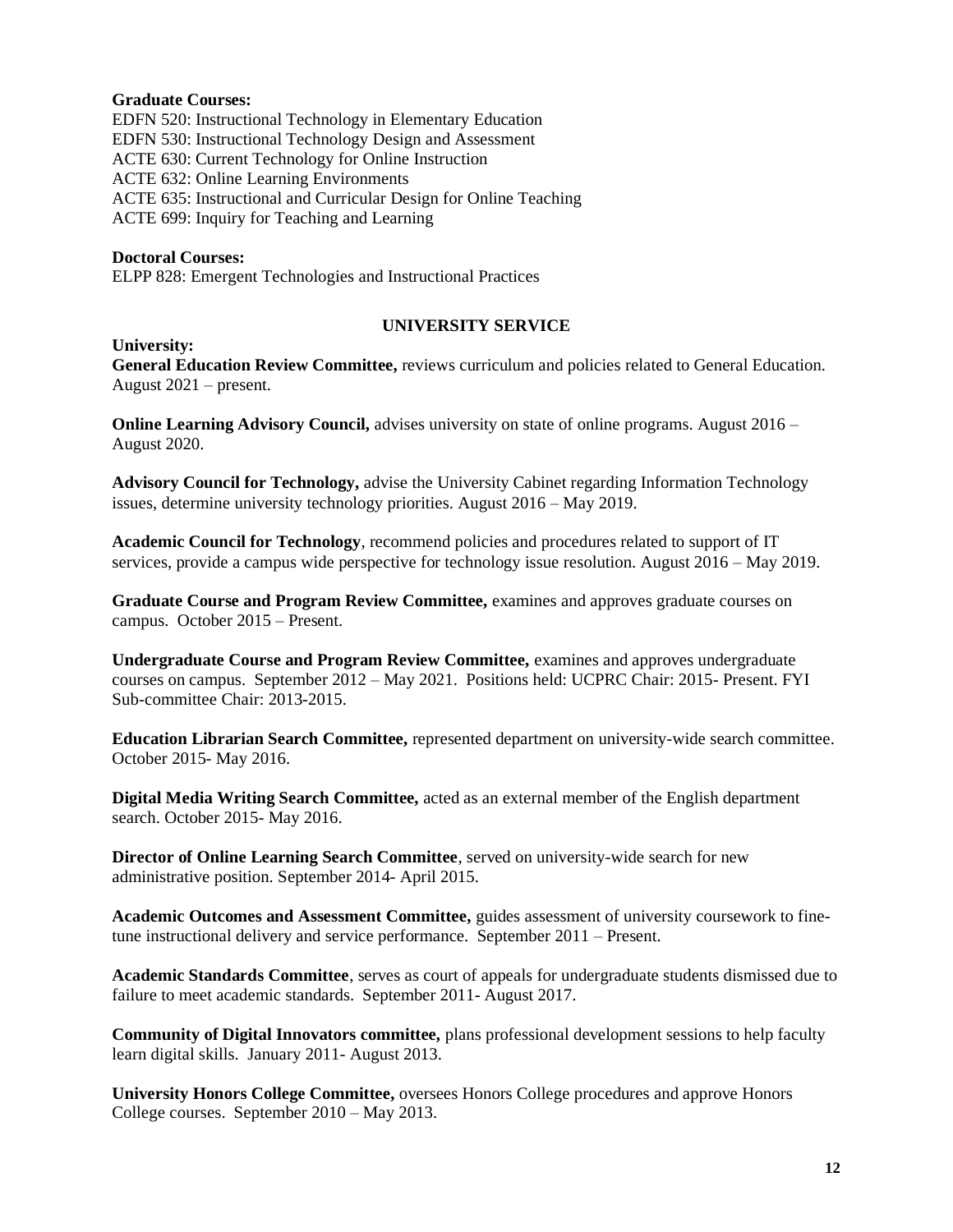**Graduate Courses:**
EDFN 520: Instructional Technology in Elementary Education
EDFN 530: Instructional Technology Design and Assessment
ACTE 630: Current Technology for Online Instruction
ACTE 632: Online Learning Environments
ACTE 635: Instructional and Curricular Design for Online Teaching
ACTE 699: Inquiry for Teaching and Learning

**Doctoral Courses:**
ELPP 828: Emergent Technologies and Instructional Practices

## UNIVERSITY SERVICE

**University:**

**General Education Review Committee,** reviews curriculum and policies related to General Education. August 2021 – present.

**Online Learning Advisory Council,** advises university on state of online programs. August 2016 – August 2020.

**Advisory Council for Technology,** advise the University Cabinet regarding Information Technology issues, determine university technology priorities. August 2016 – May 2019.

**Academic Council for Technology**, recommend policies and procedures related to support of IT services, provide a campus wide perspective for technology issue resolution. August 2016 – May 2019.

**Graduate Course and Program Review Committee,** examines and approves graduate courses on campus. October 2015 – Present.

**Undergraduate Course and Program Review Committee,** examines and approves undergraduate courses on campus. September 2012 – May 2021. Positions held: UCPRC Chair: 2015- Present. FYI Sub-committee Chair: 2013-2015.

**Education Librarian Search Committee,** represented department on university-wide search committee. October 2015- May 2016.

**Digital Media Writing Search Committee,** acted as an external member of the English department search. October 2015- May 2016.

**Director of Online Learning Search Committee**, served on university-wide search for new administrative position. September 2014- April 2015.

**Academic Outcomes and Assessment Committee,** guides assessment of university coursework to fine-tune instructional delivery and service performance. September 2011 – Present.

**Academic Standards Committee**, serves as court of appeals for undergraduate students dismissed due to failure to meet academic standards. September 2011- August 2017.

**Community of Digital Innovators committee,** plans professional development sessions to help faculty learn digital skills. January 2011- August 2013.

**University Honors College Committee,** oversees Honors College procedures and approve Honors College courses. September 2010 – May 2013.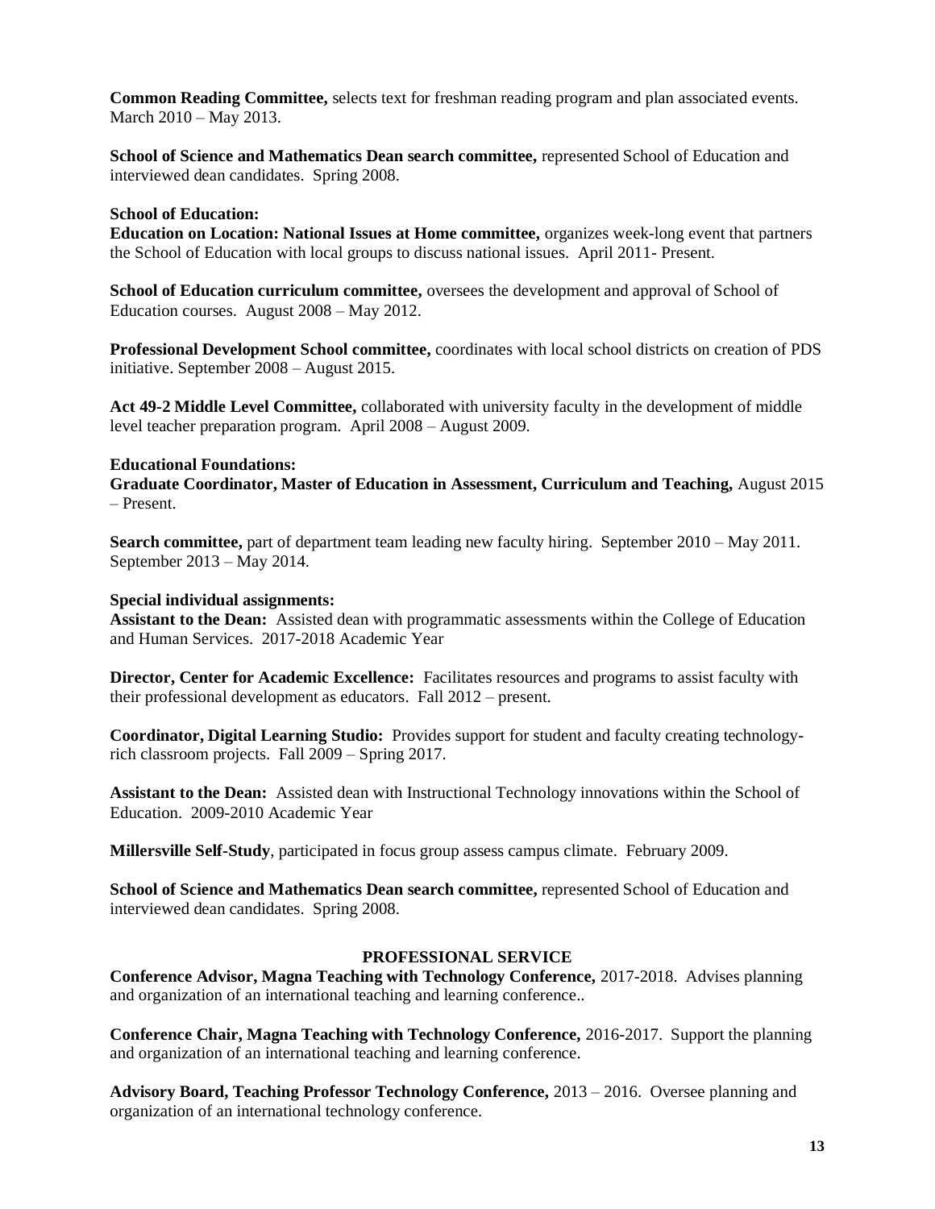**Common Reading Committee,** selects text for freshman reading program and plan associated events. March 2010 – May 2013.

**School of Science and Mathematics Dean search committee,** represented School of Education and interviewed dean candidates. Spring 2008.

**School of Education:**

**Education on Location: National Issues at Home committee,** organizes week-long event that partners the School of Education with local groups to discuss national issues. April 2011- Present.

**School of Education curriculum committee,** oversees the development and approval of School of Education courses. August 2008 – May 2012.

**Professional Development School committee,** coordinates with local school districts on creation of PDS initiative. September 2008 – August 2015.

**Act 49-2 Middle Level Committee,** collaborated with university faculty in the development of middle level teacher preparation program. April 2008 – August 2009.

**Educational Foundations:**

**Graduate Coordinator, Master of Education in Assessment, Curriculum and Teaching,** August 2015 – Present.

**Search committee,** part of department team leading new faculty hiring. September 2010 – May 2011. September 2013 – May 2014.

**Special individual assignments:**

**Assistant to the Dean:** Assisted dean with programmatic assessments within the College of Education and Human Services. 2017-2018 Academic Year

**Director, Center for Academic Excellence:** Facilitates resources and programs to assist faculty with their professional development as educators. Fall 2012 – present.

**Coordinator, Digital Learning Studio:** Provides support for student and faculty creating technology-rich classroom projects. Fall 2009 – Spring 2017.

**Assistant to the Dean:** Assisted dean with Instructional Technology innovations within the School of Education. 2009-2010 Academic Year

**Millersville Self-Study**, participated in focus group assess campus climate. February 2009.

**School of Science and Mathematics Dean search committee,** represented School of Education and interviewed dean candidates. Spring 2008.

## PROFESSIONAL SERVICE

**Conference Advisor, Magna Teaching with Technology Conference,** 2017-2018. Advises planning and organization of an international teaching and learning conference..

**Conference Chair, Magna Teaching with Technology Conference,** 2016-2017. Support the planning and organization of an international teaching and learning conference.

**Advisory Board, Teaching Professor Technology Conference,** 2013 – 2016. Oversee planning and organization of an international technology conference.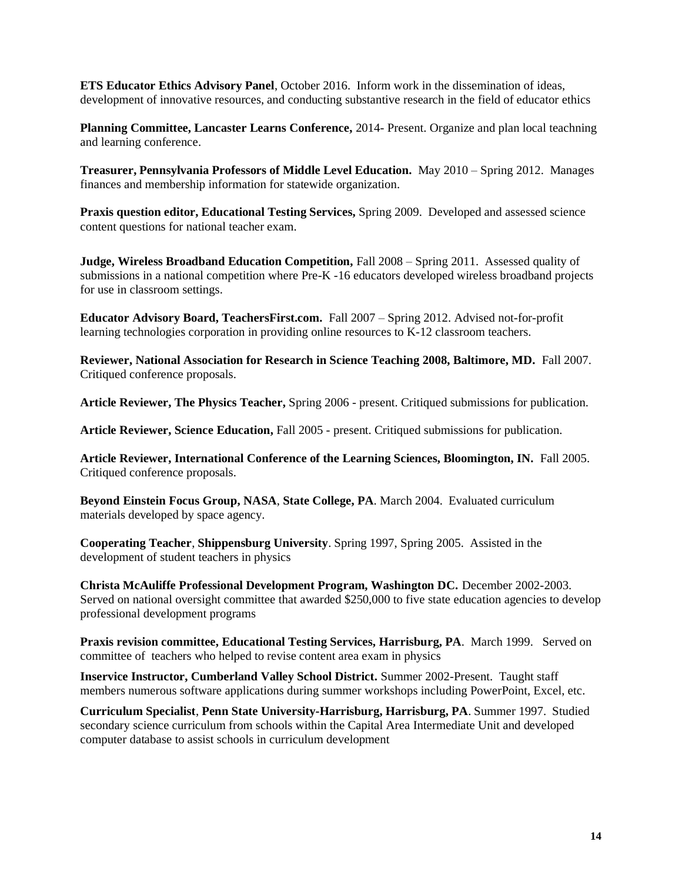**ETS Educator Ethics Advisory Panel**, October 2016. Inform work in the dissemination of ideas, development of innovative resources, and conducting substantive research in the field of educator ethics

**Planning Committee, Lancaster Learns Conference,** 2014- Present. Organize and plan local teachning and learning conference.

**Treasurer, Pennsylvania Professors of Middle Level Education.** May 2010 – Spring 2012. Manages finances and membership information for statewide organization.

**Praxis question editor, Educational Testing Services,** Spring 2009. Developed and assessed science content questions for national teacher exam.

**Judge, Wireless Broadband Education Competition,** Fall 2008 – Spring 2011. Assessed quality of submissions in a national competition where Pre-K -16 educators developed wireless broadband projects for use in classroom settings.

**Educator Advisory Board, TeachersFirst.com.** Fall 2007 – Spring 2012. Advised not-for-profit learning technologies corporation in providing online resources to K-12 classroom teachers.

**Reviewer, National Association for Research in Science Teaching 2008, Baltimore, MD.** Fall 2007. Critiqued conference proposals.

**Article Reviewer, The Physics Teacher,** Spring 2006 - present. Critiqued submissions for publication.

**Article Reviewer, Science Education,** Fall 2005 - present. Critiqued submissions for publication.

**Article Reviewer, International Conference of the Learning Sciences, Bloomington, IN.** Fall 2005. Critiqued conference proposals.

**Beyond Einstein Focus Group, NASA**, **State College, PA**. March 2004. Evaluated curriculum materials developed by space agency.

**Cooperating Teacher**, **Shippensburg University**. Spring 1997, Spring 2005. Assisted in the development of student teachers in physics

**Christa McAuliffe Professional Development Program, Washington DC.** December 2002-2003. Served on national oversight committee that awarded $250,000 to five state education agencies to develop professional development programs

**Praxis revision committee, Educational Testing Services, Harrisburg, PA**. March 1999. Served on committee of teachers who helped to revise content area exam in physics

**Inservice Instructor, Cumberland Valley School District.** Summer 2002-Present. Taught staff members numerous software applications during summer workshops including PowerPoint, Excel, etc.

**Curriculum Specialist**, **Penn State University-Harrisburg, Harrisburg, PA**. Summer 1997. Studied secondary science curriculum from schools within the Capital Area Intermediate Unit and developed computer database to assist schools in curriculum development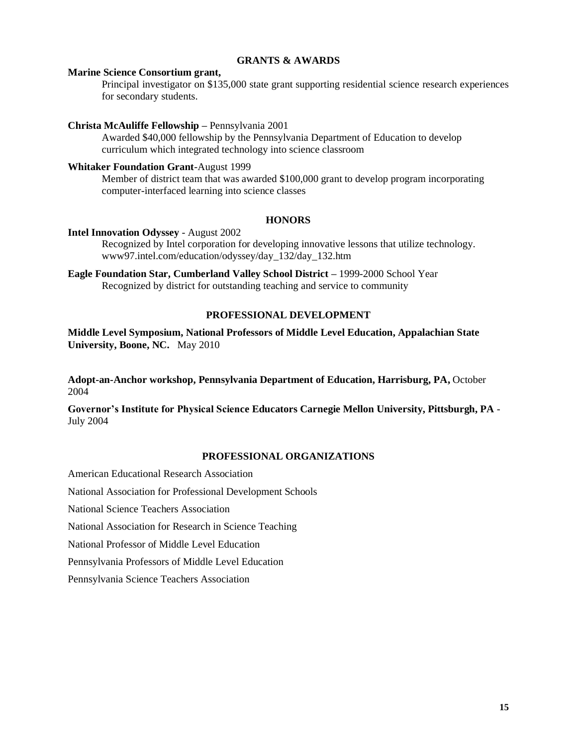## GRANTS & AWARDS

**Marine Science Consortium grant,**

Principal investigator on $135,000 state grant supporting residential science research experiences for secondary students.

**Christa McAuliffe Fellowship –** Pennsylvania 2001

Awarded $40,000 fellowship by the Pennsylvania Department of Education to develop curriculum which integrated technology into science classroom

**Whitaker Foundation Grant**-August 1999

Member of district team that was awarded $100,000 grant to develop program incorporating computer-interfaced learning into science classes

## HONORS

**Intel Innovation Odyssey** - August 2002

Recognized by Intel corporation for developing innovative lessons that utilize technology. www97.intel.com/education/odyssey/day_132/day_132.htm

**Eagle Foundation Star, Cumberland Valley School District –** 1999-2000 School Year

Recognized by district for outstanding teaching and service to community

## PROFESSIONAL DEVELOPMENT

**Middle Level Symposium, National Professors of Middle Level Education, Appalachian State University, Boone, NC.** May 2010

**Adopt-an-Anchor workshop, Pennsylvania Department of Education, Harrisburg, PA,** October 2004

**Governor's Institute for Physical Science Educators Carnegie Mellon University, Pittsburgh, PA** - July 2004

## PROFESSIONAL ORGANIZATIONS

American Educational Research Association

National Association for Professional Development Schools

National Science Teachers Association

National Association for Research in Science Teaching

National Professor of Middle Level Education

Pennsylvania Professors of Middle Level Education

Pennsylvania Science Teachers Association